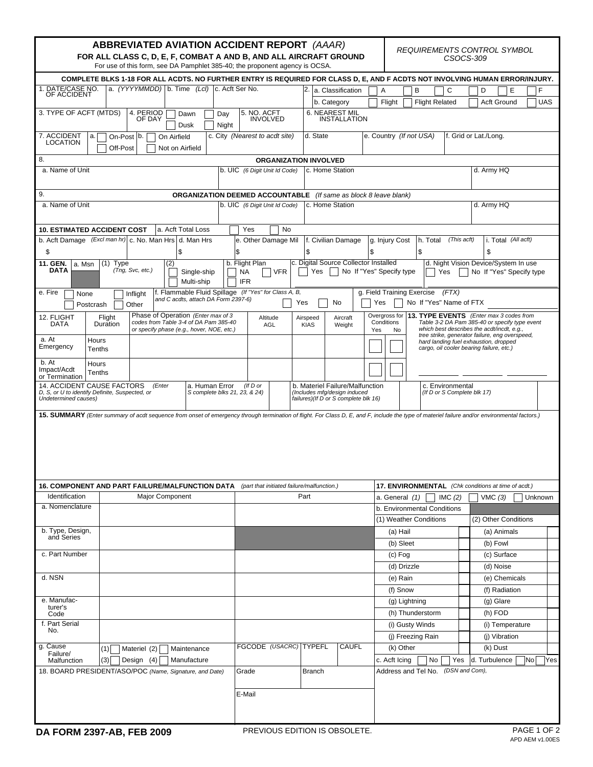# ABBREVIATED AVIATION ACCIDENT REPORT *(AAAR)*

## FOR ALL CLASS C, D, E, F, COMBAT A AND B, AND ALL AIRCRAFT GROUND

For use of this form, see DA Pamphlet 385-40; the proponent agency is OCSA.

*REQUIREMENTS CONTROL SYMBOL CSOCS-309*

**COMPLETE BLKS 1-18 FOR ALL ACDTS. NO FURTHER ENTRY IS REQUIRED FOR CLASS D, E, AND F ACDTS NOT INVOLVING HUMAN ERROR/INJURY.**

| 1. DATE/CASE NO. OF ACCIDENT | a. *(YYYYMMDD)* | b. Time *(Lcl)* | c. Acft Ser No. | 2. a. Classification: ☐ A ☐ B ☐ C ☐ D ☐ E ☐ F |
|---|---|---|---|---|
| | | | | b. Category: ☐ Flight ☐ Flight Related ☐ Acft Ground ☐ UAS |

| 3. TYPE OF ACFT (MTDS) | 4. PERIOD OF DAY: ☐ Dawn ☐ Day ☐ Dusk ☐ Night | 5. NO. ACFT INVOLVED | 6. NEAREST MIL INSTALLATION |
|---|---|---|---|
| | | | |

| 7. ACCIDENT LOCATION | a. ☐ On-Post ☐ Off-Post | b. ☐ On Airfield ☐ Not on Airfield | c. City *(Nearest to acdt site)* | d. State | e. Country *(If not USA)* | f. Grid or Lat./Long. |
|---|---|---|---|---|---|---|
| | | | | | | |

### 8. ORGANIZATION INVOLVED

| a. Name of Unit | b. UIC *(6 Digit Unit Id Code)* | c. Home Station | d. Army HQ |
|---|---|---|---|
| | | | |

### 9. ORGANIZATION DEEMED ACCOUNTABLE *(If same as block 8 leave blank)*

| a. Name of Unit | b. UIC *(6 Digit Unit Id Code)* | c. Home Station | d. Army HQ |
|---|---|---|---|
| | | | |

**10. ESTIMATED ACCIDENT COST** a. Acft Total Loss ☐ Yes ☐ No

| b. Acft Damage *(Excl man hr)* | c. No. Man Hrs | d. Man Hrs | e. Other Damage Mil | f. Civilian Damage | g. Injury Cost | h. Total *(This acft)* | i. Total *(All acft)* |
|---|---|---|---|---|---|---|---|
| $ | | $ | $ | $ | $ | $ | $ |

| 11. GEN. DATA | a. Msn (1) Type *(Tng, Svc, etc.)* | (2) ☐ Single-ship ☐ Multi-ship | b. Flight Plan ☐ NA ☐ VFR ☐ IFR | c. Digital Source Collector Installed ☐ Yes ☐ No If "Yes" Specify type | d. Night Vision Device/System In use ☐ Yes ☐ No If "Yes" Specify type |
|---|---|---|---|---|---|
| | | | | | |

| e. Fire ☐ None ☐ Inflight ☐ Postcrash ☐ Other | f. Flammable Fluid Spillage *(If "Yes" for Class A, B, and C acdts, attach DA Form 2397-6)* ☐ Yes ☐ No | g. Field Training Exercise *(FTX)* ☐ Yes ☐ No If "Yes" Name of FTX |
|---|---|---|
| | | |

| 12. FLIGHT DATA | Flight Duration | Phase of Operation *(Enter max of 3 codes from Table 3-4 of DA Pam 385-40 or specify phase (e.g., hover, NOE, etc.)* | Altitude AGL | Airspeed KIAS | Aircraft Weight | Overgross for Conditions Yes | No |
|---|---|---|---|---|---|---|---|
| a. At Emergency | Hours Tenths | | | | | ☐ | ☐ |
| b. At Impact/Acdt or Termination | Hours Tenths | | | | | ☐ | ☐ |

**13. TYPE EVENTS** *(Enter max 3 codes from Table 3-2 DA Pam 385-40 or specify type event which best describes the acdt/incdt, e.g., tree strike, generator failure, eng overspeed, hard landing fuel exhaustion, dropped cargo, oil cooler bearing failure, etc.)*

| 14. ACCIDENT CAUSE FACTORS *(Enter D, S, or U to identify Definite, Suspected, or Undetermined causes)* | a. Human Error *(If D or S complete blks 21, 23, & 24)* | b. Materiel Failure/Malfunction *(Includes mfg/design induced failures)(If D or S complete blk 16)* | c. Environmental *(If D or S Complete blk 17)* |
|---|---|---|---|
| | | | |

**15. SUMMARY** *(Enter summary of acdt sequence from onset of emergency through termination of flight. For Class D, E, and F, include the type of materiel failure and/or environmental factors.)*

**16. COMPONENT AND PART FAILURE/MALFUNCTION DATA** *(part that initiated failure/malfunction.)*

| Identification | Major Component | Part |
|---|---|---|
| a. Nomenclature | | |
| b. Type, Design, and Series | | |
| c. Part Number | | |
| d. NSN | | |
| e. Manufacturer's Code | | |
| f. Part Serial No. | | |
| g. Cause Failure/ Malfunction | (1) ☐ Materiel (2) ☐ Maintenance (3) ☐ Design (4) ☐ Manufacture | FGCODE *(USACRC)* / TYPEFL / CAUFL |

**17. ENVIRONMENTAL** *(Chk conditions at time of acdt.)*

a. General *(1)* ☐ IMC *(2)* ☐ VMC *(3)* ☐ Unknown

b. Environmental Conditions

| (1) Weather Conditions | | (2) Other Conditions | |
|---|---|---|---|
| (a) Hail | ☐ | (a) Animals | ☐ |
| (b) Sleet | ☐ | (b) Fowl | ☐ |
| (c) Fog | ☐ | (c) Surface | ☐ |
| (d) Drizzle | ☐ | (d) Noise | ☐ |
| (e) Rain | ☐ | (e) Chemicals | ☐ |
| (f) Snow | ☐ | (f) Radiation | ☐ |
| (g) Lightning | ☐ | (g) Glare | ☐ |
| (h) Thunderstorm | ☐ | (h) FOD | ☐ |
| (i) Gusty Winds | ☐ | (i) Temperature | ☐ |
| (j) Freezing Rain | ☐ | (j) Vibration | ☐ |
| (k) Other | ☐ | (k) Dust | ☐ |

c. Acft Icing ☐ No ☐ Yes | d. Turbulence ☐ No ☐ Yes

| 18. BOARD PRESIDENT/ASO/POC *(Name, Signature, and Date)* | Grade | Branch | Address and Tel No. *(DSN and Com)*, |
|---|---|---|---|
| | E-Mail | | |

DA FORM 2397-AB, FEB 2009 — PREVIOUS EDITION IS OBSOLETE. — APD AEM v1.00ES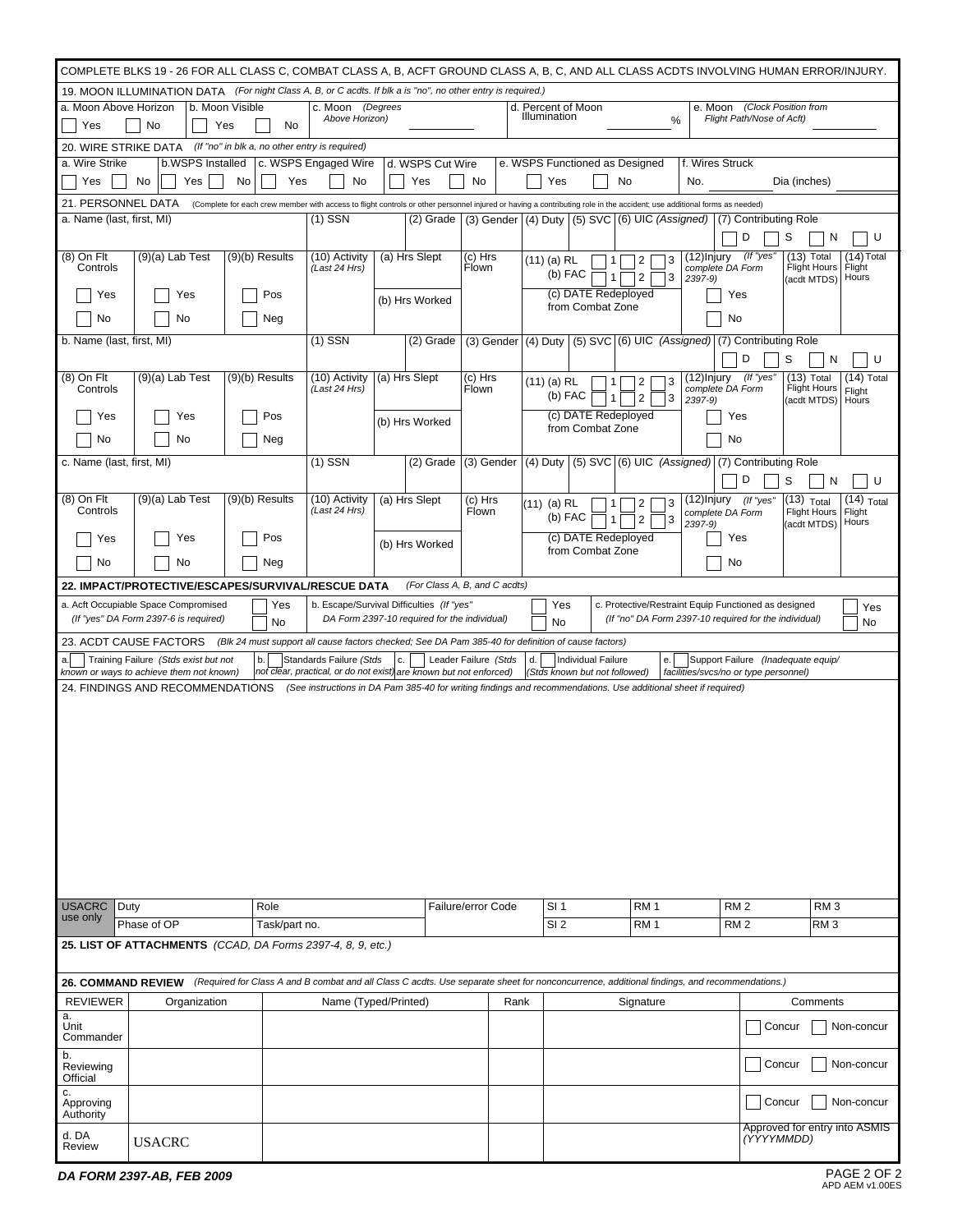COMPLETE BLKS 19 - 26 FOR ALL CLASS C, COMBAT CLASS A, B, ACFT GROUND CLASS A, B, C, AND ALL CLASS ACDTS INVOLVING HUMAN ERROR/INJURY.

## 19. MOON ILLUMINATION DATA *(For night Class A, B, or C acdts. If blk a is "no", no other entry is required.)*

| a. Moon Above Horizon | b. Moon Visible | c. Moon *(Degrees Above Horizon)* | d. Percent of Moon Illumination | e. Moon *(Clock Position from Flight Path/Nose of Acft)* |
|---|---|---|---|---|
| ☐ Yes ☐ No | ☐ Yes ☐ No | | % | |

## 20. WIRE STRIKE DATA *(If "no" in blk a, no other entry is required)*

| a. Wire Strike | b. WSPS Installed | c. WSPS Engaged Wire | d. WSPS Cut Wire | e. WSPS Functioned as Designed | f. Wires Struck |
|---|---|---|---|---|---|
| ☐ Yes ☐ No | ☐ Yes ☐ No | ☐ Yes ☐ No | ☐ Yes ☐ No | ☐ Yes ☐ No | No. ____ Dia (inches) ____ |

## 21. PERSONNEL DATA *(Complete for each crew member with access to flight controls or other personnel injured or having a contributing role in the accident; use additional forms as needed)*

| a. Name (last, first, MI) | | | (1) SSN | (2) Grade | (3) Gender | (4) Duty | (5) SVC | (6) UIC (Assigned) | (7) Contributing Role | |
|---|---|---|---|---|---|---|---|---|---|---|
| | | | | | | | | | ☐ D ☐ S ☐ N ☐ U | |
| (8) On Flt Controls | (9)(a) Lab Test | (9)(b) Results | (10) Activity *(Last 24 Hrs)* | (a) Hrs Slept / (b) Hrs Worked | (c) Hrs Flown | (11) (a) RL ☐1 ☐2 ☐3 (b) FAC ☐1 ☐2 ☐3 (c) DATE Redeployed from Combat Zone | | (12) Injury *(If "yes" complete DA Form 2397-9)* | (13) Total Flight Hours (acdt MTDS) | (14) Total Flight Hours |
| ☐ Yes ☐ No | ☐ Yes ☐ No | ☐ Pos ☐ Neg | | | | | | ☐ Yes ☐ No | | |

| b. Name (last, first, MI) | | | (1) SSN | (2) Grade | (3) Gender | (4) Duty | (5) SVC | (6) UIC (Assigned) | (7) Contributing Role | |
|---|---|---|---|---|---|---|---|---|---|---|
| | | | | | | | | | ☐ D ☐ S ☐ N ☐ U | |
| (8) On Flt Controls | (9)(a) Lab Test | (9)(b) Results | (10) Activity *(Last 24 Hrs)* | (a) Hrs Slept / (b) Hrs Worked | (c) Hrs Flown | (11) (a) RL ☐1 ☐2 ☐3 (b) FAC ☐1 ☐2 ☐3 (c) DATE Redeployed from Combat Zone | | (12) Injury *(If "yes" complete DA Form 2397-9)* | (13) Total Flight Hours (acdt MTDS) | (14) Total Flight Hours |
| ☐ Yes ☐ No | ☐ Yes ☐ No | ☐ Pos ☐ Neg | | | | | | ☐ Yes ☐ No | | |

| c. Name (last, first, MI) | | | (1) SSN | (2) Grade | (3) Gender | (4) Duty | (5) SVC | (6) UIC (Assigned) | (7) Contributing Role | |
|---|---|---|---|---|---|---|---|---|---|---|
| | | | | | | | | | ☐ D ☐ S ☐ N ☐ U | |
| (8) On Flt Controls | (9)(a) Lab Test | (9)(b) Results | (10) Activity *(Last 24 Hrs)* | (a) Hrs Slept / (b) Hrs Worked | (c) Hrs Flown | (11) (a) RL ☐1 ☐2 ☐3 (b) FAC ☐1 ☐2 ☐3 (c) DATE Redeployed from Combat Zone | | (12) Injury *(If "yes" complete DA Form 2397-9)* | (13) Total Flight Hours (acdt MTDS) | (14) Total Flight Hours |
| ☐ Yes ☐ No | ☐ Yes ☐ No | ☐ Pos ☐ Neg | | | | | | ☐ Yes ☐ No | | |

## 22. IMPACT/PROTECTIVE/ESCAPES/SURVIVAL/RESCUE DATA *(For Class A, B, and C acdts)*

| a. Acft Occupiable Space Compromised *(If "yes" DA Form 2397-6 is required)* | b. Escape/Survival Difficulties *(If "yes" DA Form 2397-10 required for the individual)* | c. Protective/Restraint Equip Functioned as designed *(If "no" DA Form 2397-10 required for the individual)* |
|---|---|---|
| ☐ Yes ☐ No | ☐ Yes ☐ No | ☐ Yes ☐ No |

## 23. ACDT CAUSE FACTORS *(Blk 24 must support all cause factors checked; See DA Pam 385-40 for definition of cause factors)*

a. ☐ Training Failure *(Stds exist but not known or ways to achieve them not known)*
b. ☐ Standards Failure *(Stds not clear, practical, or do not exist)*
c. ☐ Leader Failure *(Stds are known but not enforced)*
d. ☐ Individual Failure *(Stds known but not followed)*
e. ☐ Support Failure *(Inadequate equip/facilities/svcs/no or type personnel)*

## 24. FINDINGS AND RECOMMENDATIONS *(See instructions in DA Pam 385-40 for writing findings and recommendations. Use additional sheet if required)*

| USACRC use only | Duty | Role | Failure/error Code | SI 1 | RM 1 | RM 2 | RM 3 |
|---|---|---|---|---|---|---|---|
| | Phase of OP | Task/part no. | | SI 2 | RM 1 | RM 2 | RM 3 |

## 25. LIST OF ATTACHMENTS *(CCAD, DA Forms 2397-4, 8, 9, etc.)*

## 26. COMMAND REVIEW *(Required for Class A and B combat and all Class C acdts. Use separate sheet for nonconcurrence, additional findings, and recommendations.)*

| REVIEWER | Organization | Name (Typed/Printed) | Rank | Signature | Comments |
|---|---|---|---|---|---|
| a. Unit Commander | | | | | ☐ Concur ☐ Non-concur |
| b. Reviewing Official | | | | | ☐ Concur ☐ Non-concur |
| c. Approving Authority | | | | | ☐ Concur ☐ Non-concur |
| d. DA Review | USACRC | | | | Approved for entry into ASMIS *(YYYYMMDD)* |

*DA FORM 2397-AB, FEB 2009*

APD AEM v1.00ES